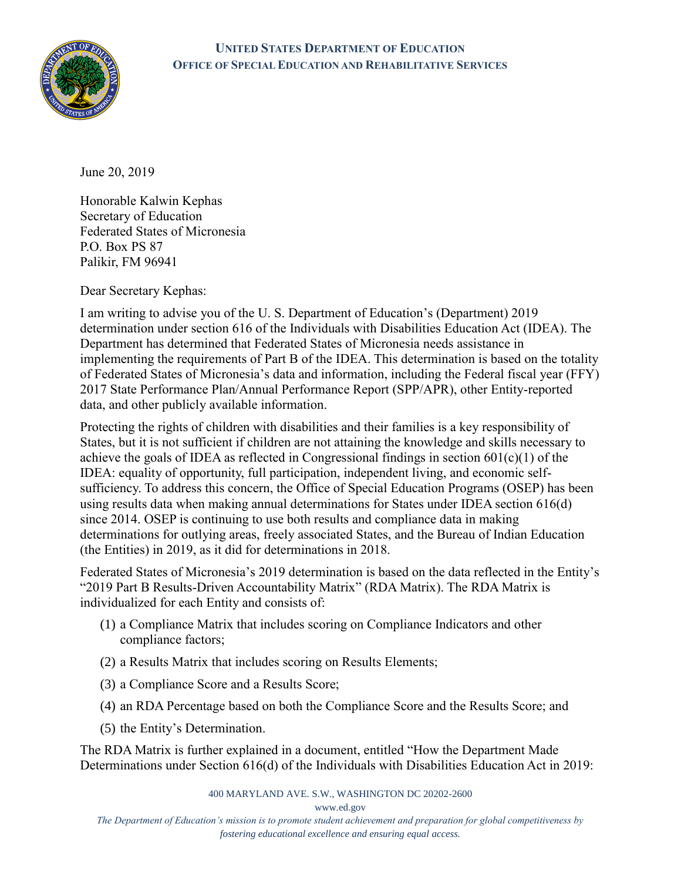**UNITED STATES DEPARTMENT OF EDUCATION**
**OFFICE OF SPECIAL EDUCATION AND REHABILITATIVE SERVICES**

June 20, 2019

Honorable Kalwin Kephas
Secretary of Education
Federated States of Micronesia
P.O. Box PS 87
Palikir, FM 96941

Dear Secretary Kephas:

I am writing to advise you of the U. S. Department of Education's (Department) 2019 determination under section 616 of the Individuals with Disabilities Education Act (IDEA). The Department has determined that Federated States of Micronesia needs assistance in implementing the requirements of Part B of the IDEA. This determination is based on the totality of Federated States of Micronesia's data and information, including the Federal fiscal year (FFY) 2017 State Performance Plan/Annual Performance Report (SPP/APR), other Entity-reported data, and other publicly available information.

Protecting the rights of children with disabilities and their families is a key responsibility of States, but it is not sufficient if children are not attaining the knowledge and skills necessary to achieve the goals of IDEA as reflected in Congressional findings in section 601(c)(1) of the IDEA: equality of opportunity, full participation, independent living, and economic self-sufficiency. To address this concern, the Office of Special Education Programs (OSEP) has been using results data when making annual determinations for States under IDEA section 616(d) since 2014. OSEP is continuing to use both results and compliance data in making determinations for outlying areas, freely associated States, and the Bureau of Indian Education (the Entities) in 2019, as it did for determinations in 2018.

Federated States of Micronesia's 2019 determination is based on the data reflected in the Entity's "2019 Part B Results-Driven Accountability Matrix" (RDA Matrix). The RDA Matrix is individualized for each Entity and consists of:

(1) a Compliance Matrix that includes scoring on Compliance Indicators and other compliance factors;

(2) a Results Matrix that includes scoring on Results Elements;

(3) a Compliance Score and a Results Score;

(4) an RDA Percentage based on both the Compliance Score and the Results Score; and

(5) the Entity's Determination.

The RDA Matrix is further explained in a document, entitled "How the Department Made Determinations under Section 616(d) of the Individuals with Disabilities Education Act in 2019: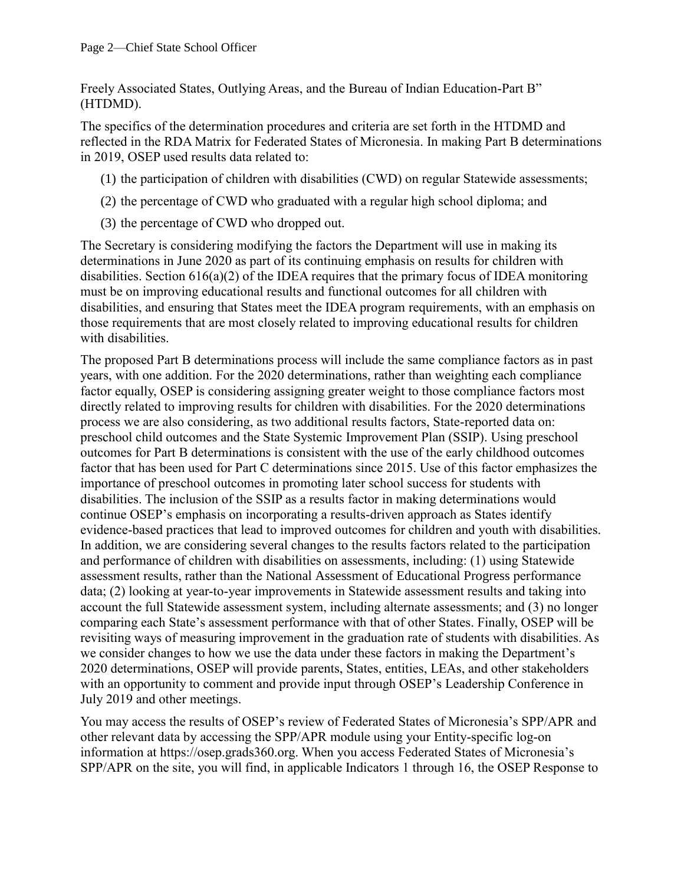Freely Associated States, Outlying Areas, and the Bureau of Indian Education-Part B" (HTDMD).

The specifics of the determination procedures and criteria are set forth in the HTDMD and reflected in the RDA Matrix for Federated States of Micronesia. In making Part B determinations in 2019, OSEP used results data related to:

(1) the participation of children with disabilities (CWD) on regular Statewide assessments;

(2) the percentage of CWD who graduated with a regular high school diploma; and

(3) the percentage of CWD who dropped out.

The Secretary is considering modifying the factors the Department will use in making its determinations in June 2020 as part of its continuing emphasis on results for children with disabilities. Section 616(a)(2) of the IDEA requires that the primary focus of IDEA monitoring must be on improving educational results and functional outcomes for all children with disabilities, and ensuring that States meet the IDEA program requirements, with an emphasis on those requirements that are most closely related to improving educational results for children with disabilities.

The proposed Part B determinations process will include the same compliance factors as in past years, with one addition. For the 2020 determinations, rather than weighting each compliance factor equally, OSEP is considering assigning greater weight to those compliance factors most directly related to improving results for children with disabilities. For the 2020 determinations process we are also considering, as two additional results factors, State-reported data on: preschool child outcomes and the State Systemic Improvement Plan (SSIP). Using preschool outcomes for Part B determinations is consistent with the use of the early childhood outcomes factor that has been used for Part C determinations since 2015. Use of this factor emphasizes the importance of preschool outcomes in promoting later school success for students with disabilities. The inclusion of the SSIP as a results factor in making determinations would continue OSEP's emphasis on incorporating a results-driven approach as States identify evidence-based practices that lead to improved outcomes for children and youth with disabilities. In addition, we are considering several changes to the results factors related to the participation and performance of children with disabilities on assessments, including: (1) using Statewide assessment results, rather than the National Assessment of Educational Progress performance data; (2) looking at year-to-year improvements in Statewide assessment results and taking into account the full Statewide assessment system, including alternate assessments; and (3) no longer comparing each State's assessment performance with that of other States. Finally, OSEP will be revisiting ways of measuring improvement in the graduation rate of students with disabilities. As we consider changes to how we use the data under these factors in making the Department's 2020 determinations, OSEP will provide parents, States, entities, LEAs, and other stakeholders with an opportunity to comment and provide input through OSEP's Leadership Conference in July 2019 and other meetings.

You may access the results of OSEP's review of Federated States of Micronesia's SPP/APR and other relevant data by accessing the SPP/APR module using your Entity-specific log-on information at https://osep.grads360.org. When you access Federated States of Micronesia's SPP/APR on the site, you will find, in applicable Indicators 1 through 16, the OSEP Response to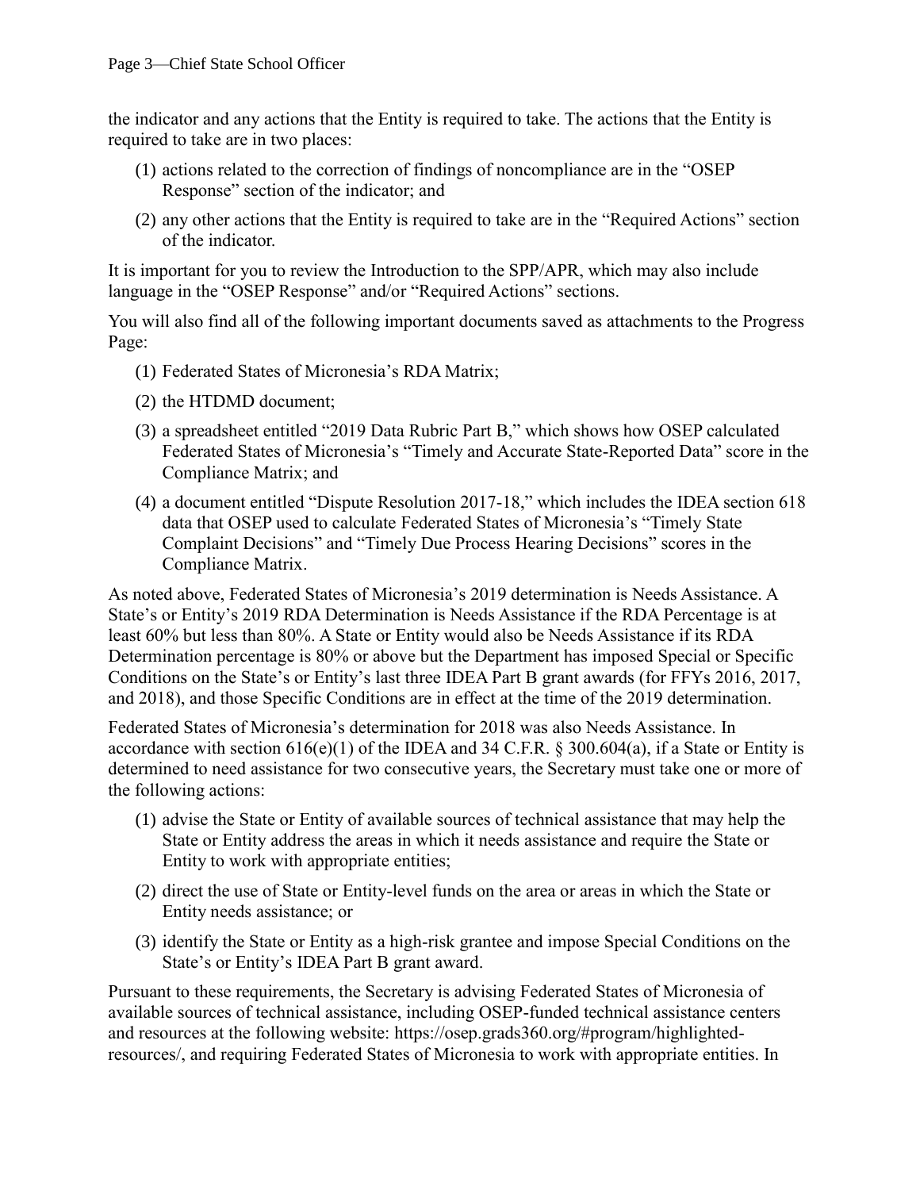the indicator and any actions that the Entity is required to take. The actions that the Entity is required to take are in two places:

(1) actions related to the correction of findings of noncompliance are in the "OSEP Response" section of the indicator; and

(2) any other actions that the Entity is required to take are in the "Required Actions" section of the indicator.

It is important for you to review the Introduction to the SPP/APR, which may also include language in the "OSEP Response" and/or "Required Actions" sections.

You will also find all of the following important documents saved as attachments to the Progress Page:

(1) Federated States of Micronesia's RDA Matrix;

(2) the HTDMD document;

(3) a spreadsheet entitled "2019 Data Rubric Part B," which shows how OSEP calculated Federated States of Micronesia's "Timely and Accurate State-Reported Data" score in the Compliance Matrix; and

(4) a document entitled "Dispute Resolution 2017-18," which includes the IDEA section 618 data that OSEP used to calculate Federated States of Micronesia's "Timely State Complaint Decisions" and "Timely Due Process Hearing Decisions" scores in the Compliance Matrix.

As noted above, Federated States of Micronesia's 2019 determination is Needs Assistance. A State's or Entity's 2019 RDA Determination is Needs Assistance if the RDA Percentage is at least 60% but less than 80%. A State or Entity would also be Needs Assistance if its RDA Determination percentage is 80% or above but the Department has imposed Special or Specific Conditions on the State's or Entity's last three IDEA Part B grant awards (for FFYs 2016, 2017, and 2018), and those Specific Conditions are in effect at the time of the 2019 determination.

Federated States of Micronesia's determination for 2018 was also Needs Assistance. In accordance with section 616(e)(1) of the IDEA and 34 C.F.R. § 300.604(a), if a State or Entity is determined to need assistance for two consecutive years, the Secretary must take one or more of the following actions:

(1) advise the State or Entity of available sources of technical assistance that may help the State or Entity address the areas in which it needs assistance and require the State or Entity to work with appropriate entities;

(2) direct the use of State or Entity-level funds on the area or areas in which the State or Entity needs assistance; or

(3) identify the State or Entity as a high-risk grantee and impose Special Conditions on the State's or Entity's IDEA Part B grant award.

Pursuant to these requirements, the Secretary is advising Federated States of Micronesia of available sources of technical assistance, including OSEP-funded technical assistance centers and resources at the following website: https://osep.grads360.org/#program/highlighted-resources/, and requiring Federated States of Micronesia to work with appropriate entities. In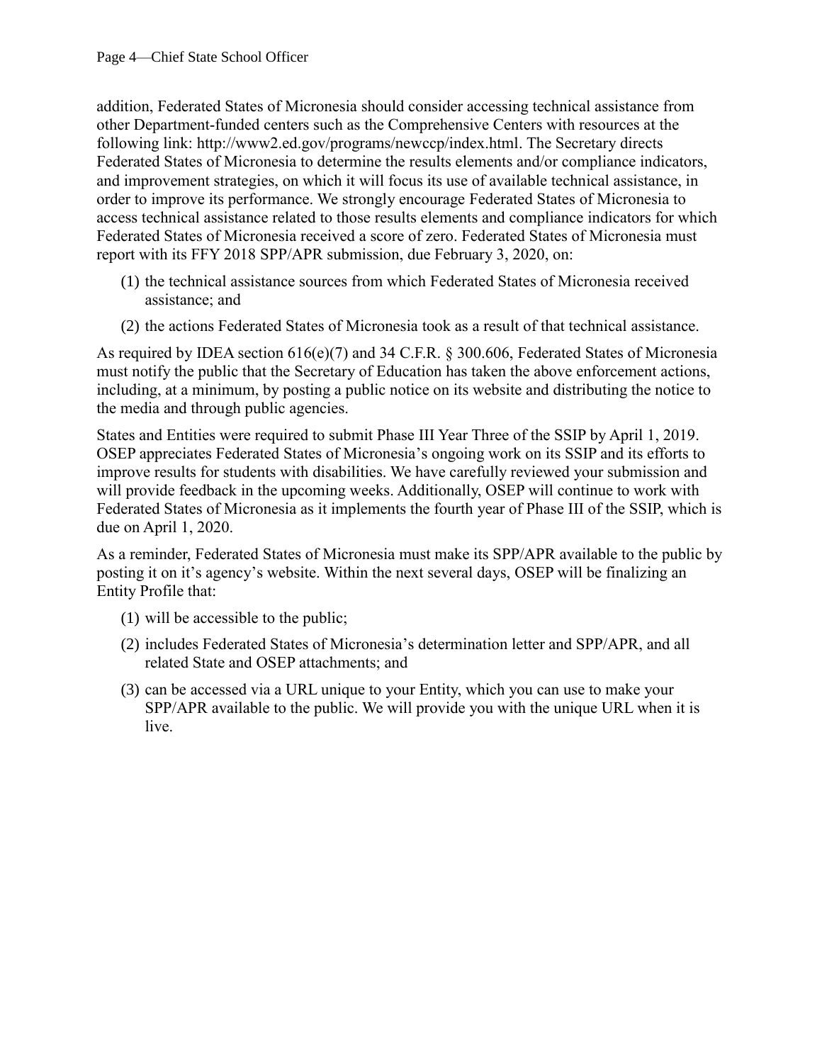addition, Federated States of Micronesia should consider accessing technical assistance from other Department-funded centers such as the Comprehensive Centers with resources at the following link: http://www2.ed.gov/programs/newccp/index.html. The Secretary directs Federated States of Micronesia to determine the results elements and/or compliance indicators, and improvement strategies, on which it will focus its use of available technical assistance, in order to improve its performance. We strongly encourage Federated States of Micronesia to access technical assistance related to those results elements and compliance indicators for which Federated States of Micronesia received a score of zero. Federated States of Micronesia must report with its FFY 2018 SPP/APR submission, due February 3, 2020, on:

(1) the technical assistance sources from which Federated States of Micronesia received assistance; and

(2) the actions Federated States of Micronesia took as a result of that technical assistance.

As required by IDEA section 616(e)(7) and 34 C.F.R. § 300.606, Federated States of Micronesia must notify the public that the Secretary of Education has taken the above enforcement actions, including, at a minimum, by posting a public notice on its website and distributing the notice to the media and through public agencies.

States and Entities were required to submit Phase III Year Three of the SSIP by April 1, 2019. OSEP appreciates Federated States of Micronesia's ongoing work on its SSIP and its efforts to improve results for students with disabilities. We have carefully reviewed your submission and will provide feedback in the upcoming weeks. Additionally, OSEP will continue to work with Federated States of Micronesia as it implements the fourth year of Phase III of the SSIP, which is due on April 1, 2020.

As a reminder, Federated States of Micronesia must make its SPP/APR available to the public by posting it on it's agency's website. Within the next several days, OSEP will be finalizing an Entity Profile that:

(1) will be accessible to the public;

(2) includes Federated States of Micronesia's determination letter and SPP/APR, and all related State and OSEP attachments; and

(3) can be accessed via a URL unique to your Entity, which you can use to make your SPP/APR available to the public. We will provide you with the unique URL when it is live.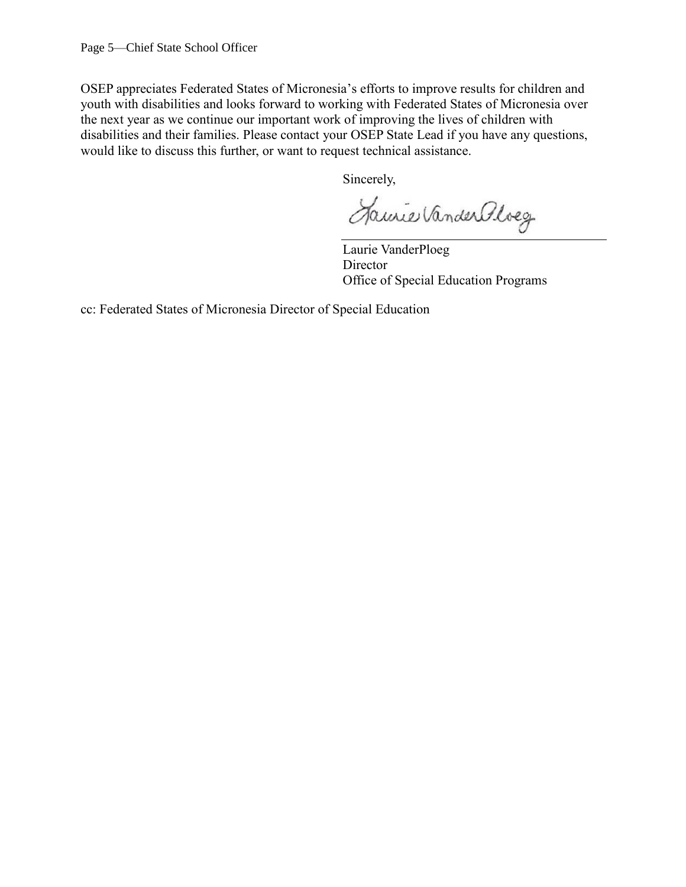OSEP appreciates Federated States of Micronesia's efforts to improve results for children and youth with disabilities and looks forward to working with Federated States of Micronesia over the next year as we continue our important work of improving the lives of children with disabilities and their families. Please contact your OSEP State Lead if you have any questions, would like to discuss this further, or want to request technical assistance.

Sincerely,

Laurie VanderPloeg
Director
Office of Special Education Programs

cc: Federated States of Micronesia Director of Special Education